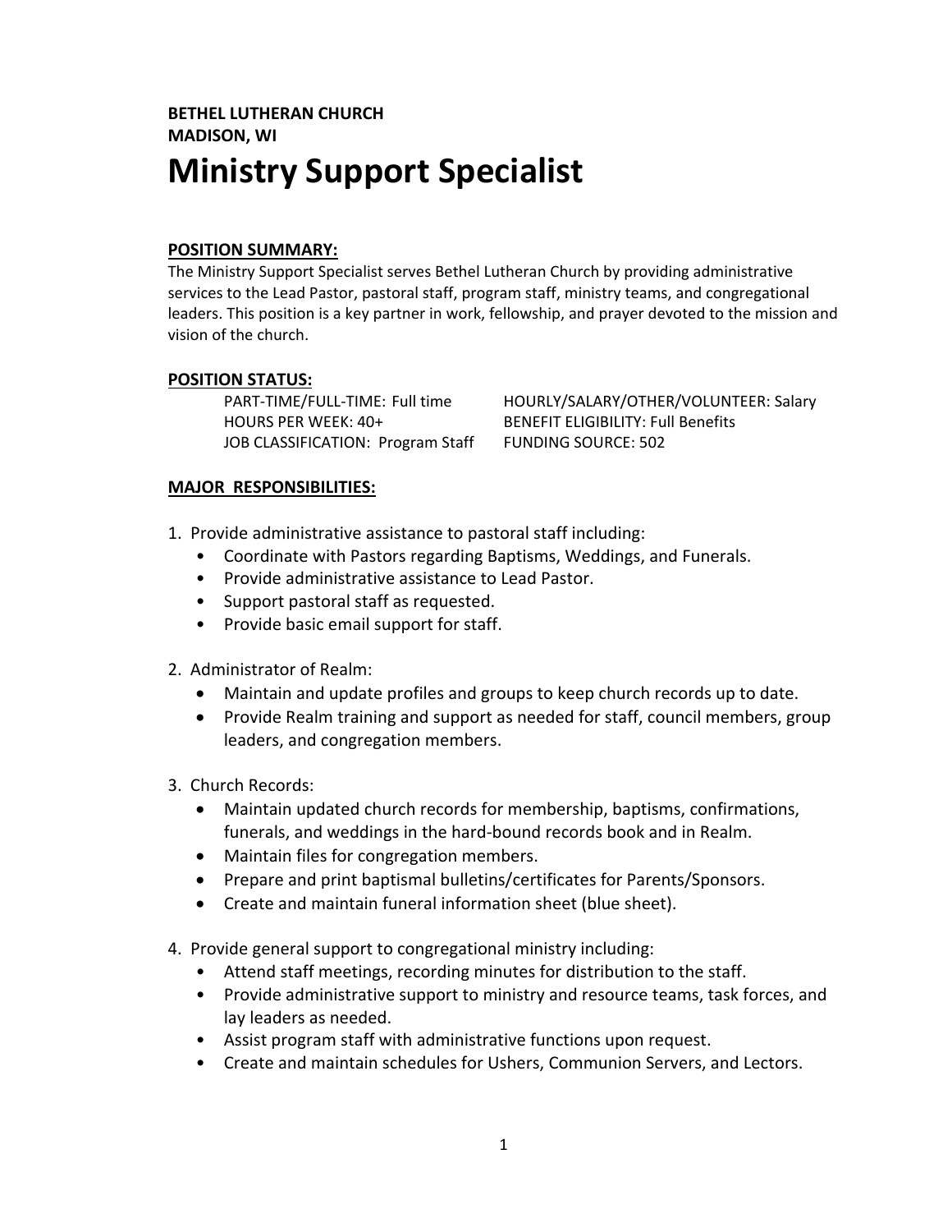**BETHEL LUTHERAN CHURCH**
**MADISON, WI**

# Ministry Support Specialist

## POSITION SUMMARY:

The Ministry Support Specialist serves Bethel Lutheran Church by providing administrative services to the Lead Pastor, pastoral staff, program staff, ministry teams, and congregational leaders. This position is a key partner in work, fellowship, and prayer devoted to the mission and vision of the church.

## POSITION STATUS:

| | |
|---|---|
| PART-TIME/FULL-TIME: Full time | HOURLY/SALARY/OTHER/VOLUNTEER: Salary |
| HOURS PER WEEK: 40+ | BENEFIT ELIGIBILITY: Full Benefits |
| JOB CLASSIFICATION: Program Staff | FUNDING SOURCE: 502 |

## MAJOR RESPONSIBILITIES:

1. Provide administrative assistance to pastoral staff including:
   - Coordinate with Pastors regarding Baptisms, Weddings, and Funerals.
   - Provide administrative assistance to Lead Pastor.
   - Support pastoral staff as requested.
   - Provide basic email support for staff.

2. Administrator of Realm:
   - Maintain and update profiles and groups to keep church records up to date.
   - Provide Realm training and support as needed for staff, council members, group leaders, and congregation members.

3. Church Records:
   - Maintain updated church records for membership, baptisms, confirmations, funerals, and weddings in the hard-bound records book and in Realm.
   - Maintain files for congregation members.
   - Prepare and print baptismal bulletins/certificates for Parents/Sponsors.
   - Create and maintain funeral information sheet (blue sheet).

4. Provide general support to congregational ministry including:
   - Attend staff meetings, recording minutes for distribution to the staff.
   - Provide administrative support to ministry and resource teams, task forces, and lay leaders as needed.
   - Assist program staff with administrative functions upon request.
   - Create and maintain schedules for Ushers, Communion Servers, and Lectors.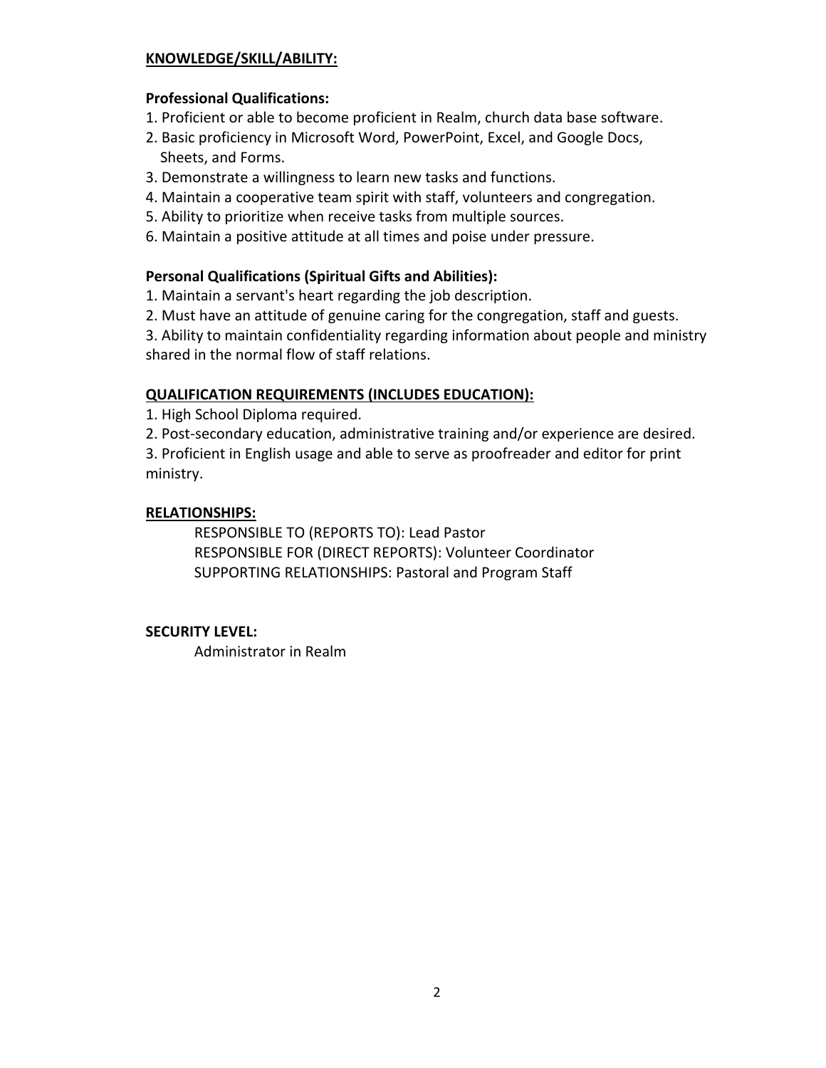## KNOWLEDGE/SKILL/ABILITY:

### Professional Qualifications:

1. Proficient or able to become proficient in Realm, church data base software.
2. Basic proficiency in Microsoft Word, PowerPoint, Excel, and Google Docs, Sheets, and Forms.
3. Demonstrate a willingness to learn new tasks and functions.
4. Maintain a cooperative team spirit with staff, volunteers and congregation.
5. Ability to prioritize when receive tasks from multiple sources.
6. Maintain a positive attitude at all times and poise under pressure.

### Personal Qualifications (Spiritual Gifts and Abilities):

1. Maintain a servant's heart regarding the job description.
2. Must have an attitude of genuine caring for the congregation, staff and guests.
3. Ability to maintain confidentiality regarding information about people and ministry shared in the normal flow of staff relations.

## QUALIFICATION REQUIREMENTS (INCLUDES EDUCATION):

1. High School Diploma required.
2. Post-secondary education, administrative training and/or experience are desired.
3. Proficient in English usage and able to serve as proofreader and editor for print ministry.

## RELATIONSHIPS:

RESPONSIBLE TO (REPORTS TO): Lead Pastor
RESPONSIBLE FOR (DIRECT REPORTS): Volunteer Coordinator
SUPPORTING RELATIONSHIPS: Pastoral and Program Staff

## SECURITY LEVEL:

Administrator in Realm